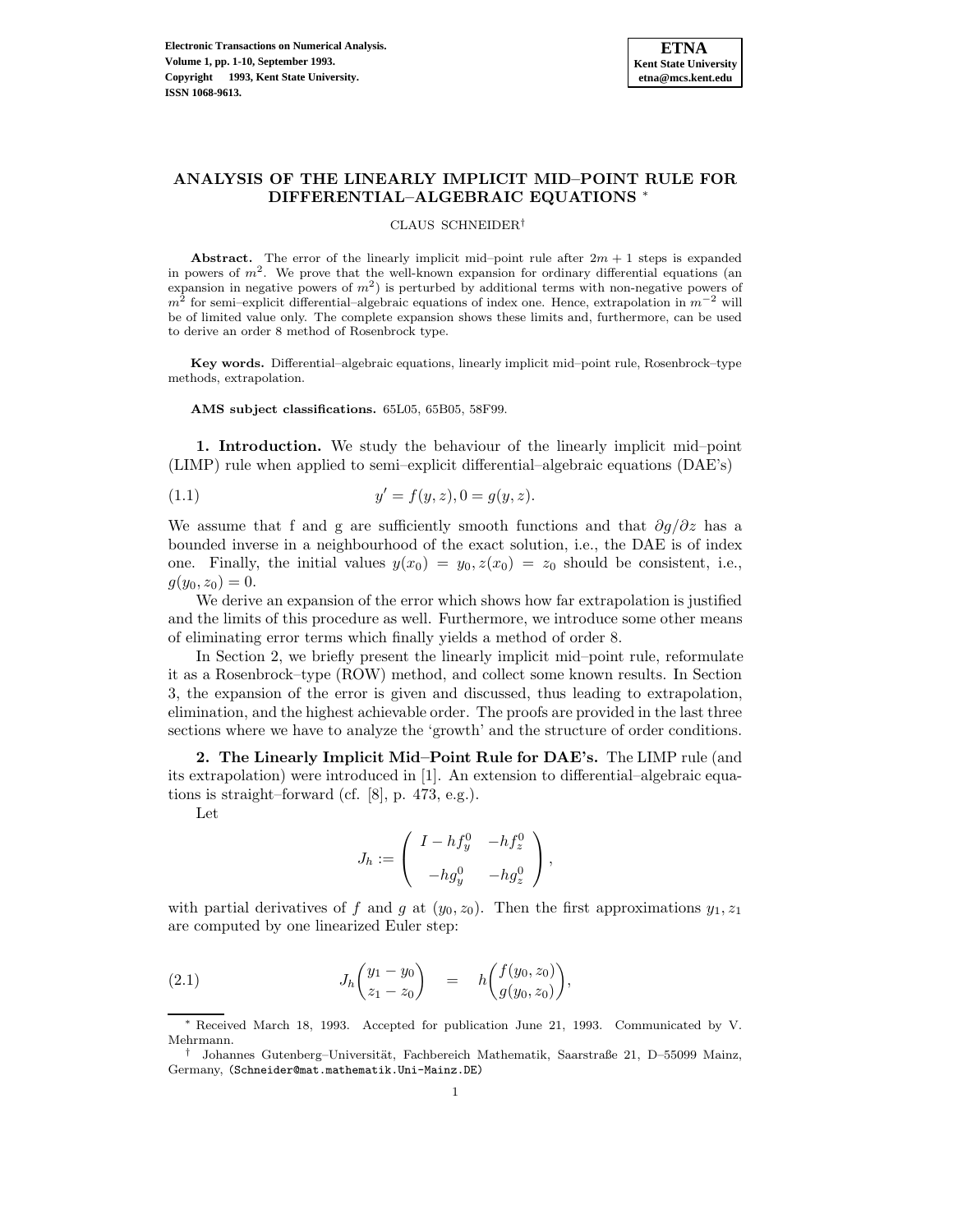# ANALYSIS OF THE LINEARLY IMPLICIT MID–POINT RULE FOR DIFFERENTIAL–ALGEBRAIC EQUATIONS *

CLAUS SCHNEIDER†

**Abstract.** The error of the linearly implicit mid–point rule after $2m+1$ steps is expanded in powers of $m^2$. We prove that the well-known expansion for ordinary differential equations (an expansion in negative powers of $m^2$) is perturbed by additional terms with non-negative powers of $m^2$ for semi–explicit differential–algebraic equations of index one. Hence, extrapolation in $m^{-2}$ will be of limited value only. The complete expansion shows these limits and, furthermore, can be used to derive an order 8 method of Rosenbrock type.

**Key words.** Differential–algebraic equations, linearly implicit mid–point rule, Rosenbrock–type methods, extrapolation.

**AMS subject classifications.** 65L05, 65B05, 58F99.

**1. Introduction.** We study the behaviour of the linearly implicit mid–point (LIMP) rule when applied to semi–explicit differential–algebraic equations (DAE's)

$$y' = f(y, z), 0 = g(y, z). \tag{1.1}$$

We assume that f and g are sufficiently smooth functions and that $\partial g/\partial z$ has a bounded inverse in a neighbourhood of the exact solution, i.e., the DAE is of index one. Finally, the initial values $y(x_0) = y_0, z(x_0) = z_0$ should be consistent, i.e., $g(y_0, z_0) = 0$.

We derive an expansion of the error which shows how far extrapolation is justified and the limits of this procedure as well. Furthermore, we introduce some other means of eliminating error terms which finally yields a method of order 8.

In Section 2, we briefly present the linearly implicit mid–point rule, reformulate it as a Rosenbrock–type (ROW) method, and collect some known results. In Section 3, the expansion of the error is given and discussed, thus leading to extrapolation, elimination, and the highest achievable order. The proofs are provided in the last three sections where we have to analyze the 'growth' and the structure of order conditions.

**2. The Linearly Implicit Mid–Point Rule for DAE's.** The LIMP rule (and its extrapolation) were introduced in [1]. An extension to differential–algebraic equations is straight–forward (cf. [8], p. 473, e.g.).

Let

$$J_h := \begin{pmatrix} I - hf_y^0 & -hf_z^0 \\ -hg_y^0 & -hg_z^0 \end{pmatrix},$$

with partial derivatives of $f$ and $g$ at $(y_0, z_0)$. Then the first approximations $y_1, z_1$ are computed by one linearized Euler step:

$$J_h \begin{pmatrix} y_1 - y_0 \\ z_1 - z_0 \end{pmatrix} = h \begin{pmatrix} f(y_0, z_0) \\ g(y_0, z_0) \end{pmatrix}, \tag{2.1}$$

---

* Received March 18, 1993. Accepted for publication June 21, 1993. Communicated by V. Mehrmann.

† Johannes Gutenberg–Universität, Fachbereich Mathematik, Saarstraße 21, D–55099 Mainz, Germany, (Schneider@mat.mathematik.Uni-Mainz.DE)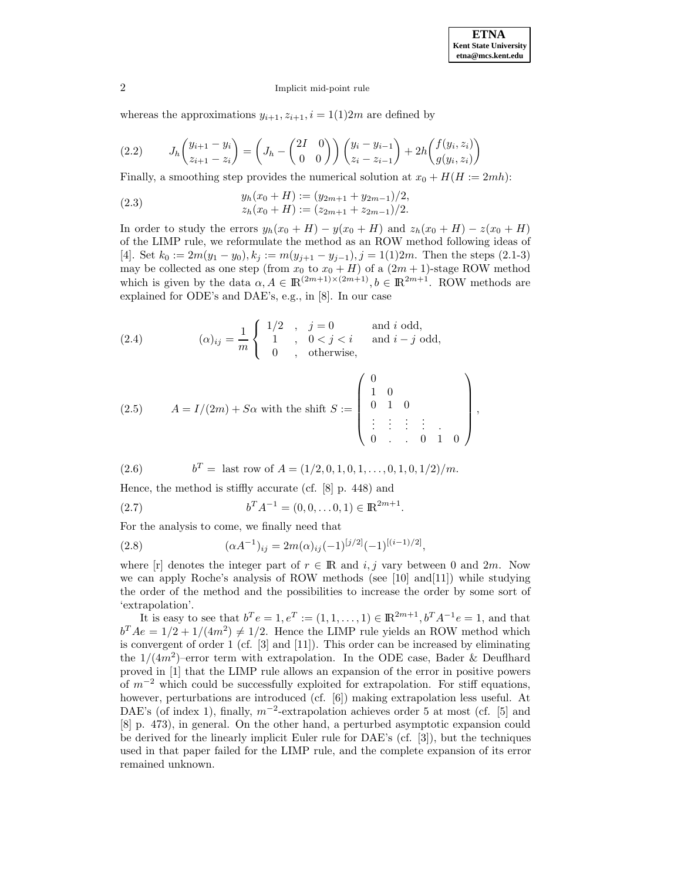whereas the approximations $y_{i+1}, z_{i+1}, i = 1(1)2m$ are defined by

$$J_h \begin{pmatrix} y_{i+1} - y_i \\ z_{i+1} - z_i \end{pmatrix} = \left( J_h - \begin{pmatrix} 2I & 0 \\ 0 & 0 \end{pmatrix} \right) \begin{pmatrix} y_i - y_{i-1} \\ z_i - z_{i-1} \end{pmatrix} + 2h \begin{pmatrix} f(y_i, z_i) \\ g(y_i, z_i) \end{pmatrix} \tag{2.2}$$

Finally, a smoothing step provides the numerical solution at $x_0 + H (H := 2mh)$:

$$\begin{aligned} y_h(x_0 + H) &:= (y_{2m+1} + y_{2m-1})/2, \\ z_h(x_0 + H) &:= (z_{2m+1} + z_{2m-1})/2. \end{aligned} \tag{2.3}$$

In order to study the errors $y_h(x_0 + H) - y(x_0 + H)$ and $z_h(x_0 + H) - z(x_0 + H)$ of the LIMP rule, we reformulate the method as an ROW method following ideas of [4]. Set $k_0 := 2m(y_1 - y_0), k_j := m(y_{j+1} - y_{j-1}), j = 1(1)2m$. Then the steps (2.1-3) may be collected as one step (from $x_0$ to $x_0 + H$) of a $(2m + 1)$-stage ROW method which is given by the data $\alpha, A \in \mathbb{R}^{(2m+1)\times(2m+1)}, b \in \mathbb{R}^{2m+1}$. ROW methods are explained for ODE's and DAE's, e.g., in [8]. In our case

$$(\alpha)_{ij} = \frac{1}{m} \left\{ \begin{array}{lll} 1/2 & , \quad j = 0 & \text{and } i \text{ odd}, \\ 1 & , \quad 0 < j < i & \text{and } i - j \text{ odd}, \\ 0 & , \quad \text{otherwise}, & \end{array} \right. \tag{2.4}$$

$$A = I/(2m) + S\alpha \text{ with the shift } S := \begin{pmatrix} 0 & & & & & \\ 1 & 0 & & & & \\ 0 & 1 & 0 & & & \\ \vdots & \vdots & \vdots & \vdots & . & \\ 0 & . & . & 0 & 1 & 0 \end{pmatrix}, \tag{2.5}$$

$$b^T = \text{ last row of } A = (1/2, 0, 1, 0, 1, \ldots, 0, 1, 0, 1/2)/m. \tag{2.6}$$

Hence, the method is stiffly accurate (cf. [8] p. 448) and

$$b^T A^{-1} = (0, 0, \ldots 0, 1) \in \mathbb{R}^{2m+1}. \tag{2.7}$$

For the analysis to come, we finally need that

$$(\alpha A^{-1})_{ij} = 2m(\alpha)_{ij}(-1)^{[j/2]}(-1)^{[(i-1)/2]}, \tag{2.8}$$

where [r] denotes the integer part of $r \in \mathbb{R}$ and $i, j$ vary between 0 and $2m$. Now we can apply Roche's analysis of ROW methods (see [10] and[11]) while studying the order of the method and the possibilities to increase the order by some sort of 'extrapolation'.

It is easy to see that $b^T e = 1, e^T := (1, 1, \ldots, 1) \in \mathbb{R}^{2m+1}, b^T A^{-1} e = 1$, and that $b^T A e = 1/2 + 1/(4m^2) \neq 1/2$. Hence the LIMP rule yields an ROW method which is convergent of order 1 (cf. [3] and [11]). This order can be increased by eliminating the $1/(4m^2)$–error term with extrapolation. In the ODE case, Bader & Deuflhard proved in [1] that the LIMP rule allows an expansion of the error in positive powers of $m^{-2}$ which could be successfully exploited for extrapolation. For stiff equations, however, perturbations are introduced (cf. [6]) making extrapolation less useful. At DAE's (of index 1), finally, $m^{-2}$-extrapolation achieves order 5 at most (cf. [5] and [8] p. 473), in general. On the other hand, a perturbed asymptotic expansion could be derived for the linearly implicit Euler rule for DAE's (cf. [3]), but the techniques used in that paper failed for the LIMP rule, and the complete expansion of its error remained unknown.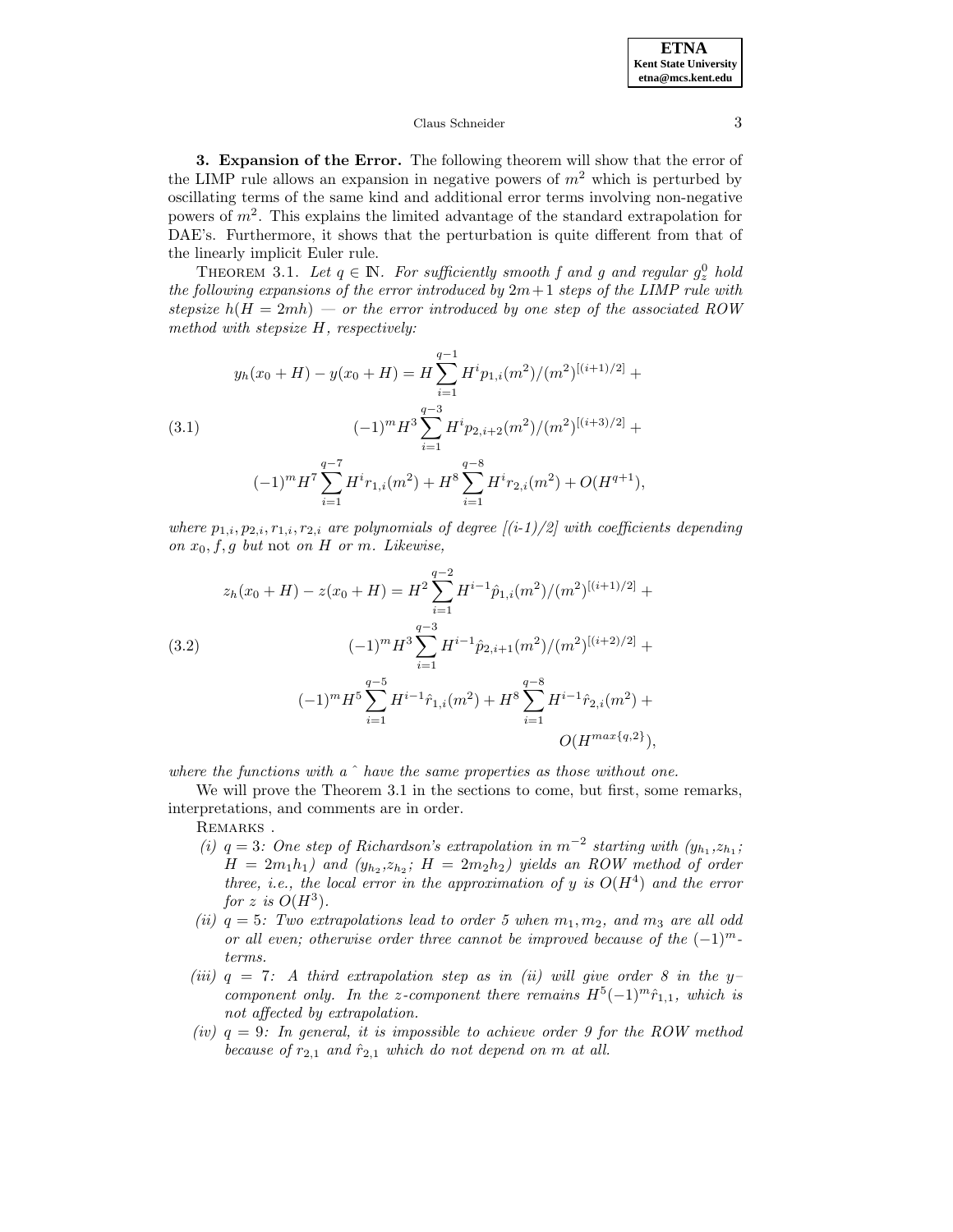**3. Expansion of the Error.** The following theorem will show that the error of the LIMP rule allows an expansion in negative powers of $m^2$ which is perturbed by oscillating terms of the same kind and additional error terms involving non-negative powers of $m^2$. This explains the limited advantage of the standard extrapolation for DAE's. Furthermore, it shows that the perturbation is quite different from that of the linearly implicit Euler rule.

THEOREM 3.1. *Let $q \in \mathbb{N}$. For sufficiently smooth $f$ and $g$ and regular $g_z^0$ hold the following expansions of the error introduced by $2m+1$ steps of the LIMP rule with stepsize $h(H = 2mh)$ — or the error introduced by one step of the associated ROW method with stepsize $H$, respectively:*

$$
\begin{aligned}
y_h(x_0+H) - y(x_0+H) = {} & H\sum_{i=1}^{q-1} H^i p_{1,i}(m^2)/(m^2)^{[(i+1)/2]} + \\
& (-1)^m H^3 \sum_{i=1}^{q-3} H^i p_{2,i+2}(m^2)/(m^2)^{[(i+3)/2]} + \\
& (-1)^m H^7 \sum_{i=1}^{q-7} H^i r_{1,i}(m^2) + H^8 \sum_{i=1}^{q-8} H^i r_{2,i}(m^2) + O(H^{q+1}),
\end{aligned}
\tag{3.1}
$$

*where $p_{1,i}, p_{2,i}, r_{1,i}, r_{2,i}$ are polynomials of degree $[(i\text{-}1)/2]$ with coefficients depending on $x_0, f, g$ but* not *on $H$ or $m$. Likewise,*

$$
\begin{aligned}
z_h(x_0+H) - z(x_0+H) = {} & H^2\sum_{i=1}^{q-2} H^{i-1} \hat{p}_{1,i}(m^2)/(m^2)^{[(i+1)/2]} + \\
& (-1)^m H^3 \sum_{i=1}^{q-3} H^{i-1} \hat{p}_{2,i+1}(m^2)/(m^2)^{[(i+2)/2]} + \\
& (-1)^m H^5 \sum_{i=1}^{q-5} H^{i-1} \hat{r}_{1,i}(m^2) + H^8 \sum_{i=1}^{q-8} H^{i-1} \hat{r}_{2,i}(m^2) + \\
& O(H^{max\{q,2\}}),
\end{aligned}
\tag{3.2}
$$

*where the functions with a $\hat{}$ have the same properties as those without one.*

We will prove the Theorem 3.1 in the sections to come, but first, some remarks, interpretations, and comments are in order.

REMARKS .

- *(i)* $q = 3$*: One step of Richardson's extrapolation in $m^{-2}$ starting with ($y_{h_1}, z_{h_1}$; $H = 2m_1h_1$) and ($y_{h_2}, z_{h_2}$; $H = 2m_2h_2$) yields an ROW method of order three, i.e., the local error in the approximation of $y$ is $O(H^4)$ and the error for $z$ is $O(H^3)$.*
- *(ii)* $q = 5$*: Two extrapolations lead to order 5 when $m_1, m_2$, and $m_3$ are all odd or all even; otherwise order three cannot be improved because of the $(-1)^m$-terms.*
- *(iii)* $q = 7$*: A third extrapolation step as in (ii) will give order 8 in the $y$–component only. In the $z$-component there remains $H^5(-1)^m\hat{r}_{1,1}$, which is not affected by extrapolation.*
- *(iv)* $q = 9$*: In general, it is impossible to achieve order 9 for the ROW method because of $r_{2,1}$ and $\hat{r}_{2,1}$ which do not depend on $m$ at all.*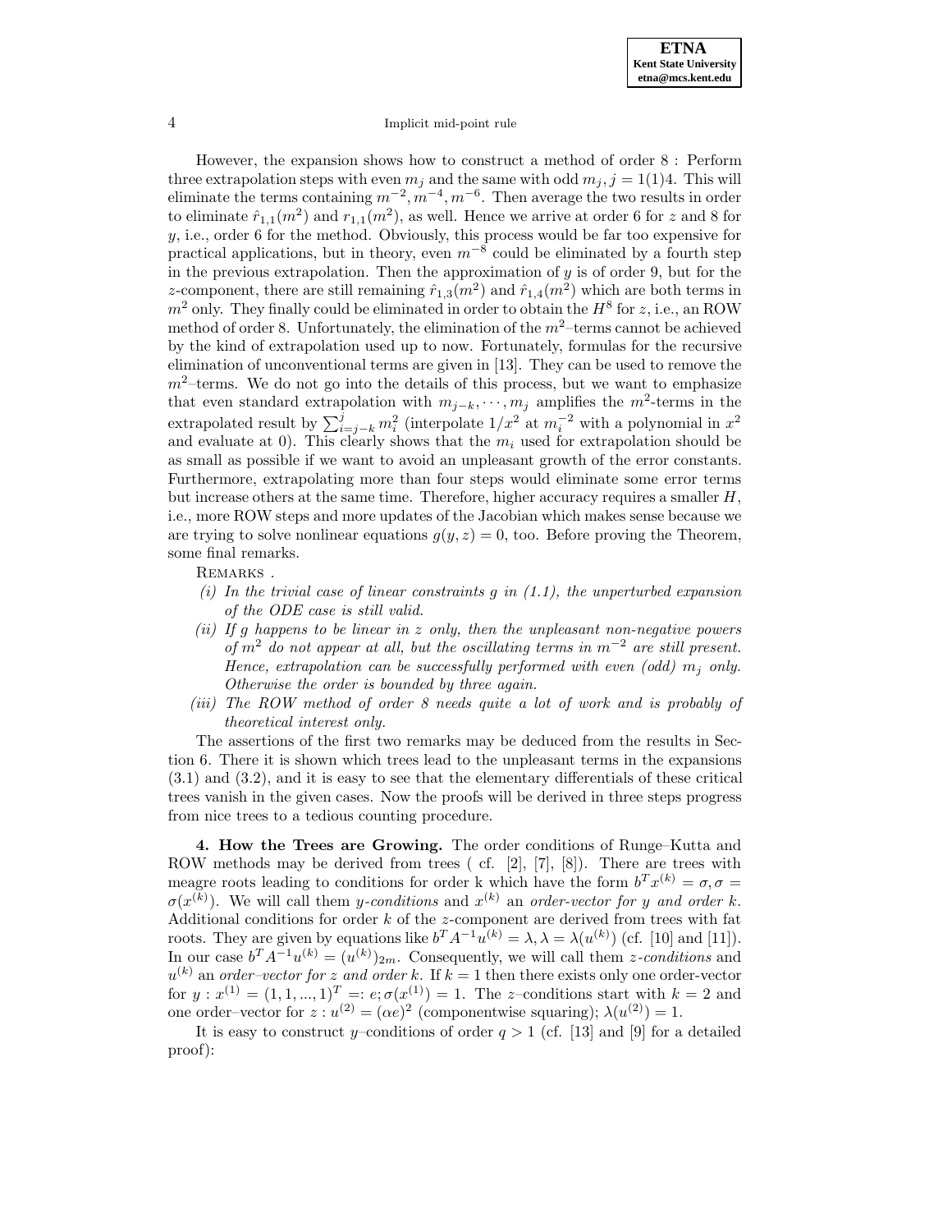However, the expansion shows how to construct a method of order 8 : Perform three extrapolation steps with even $m_j$ and the same with odd $m_j, j = 1(1)4$. This will eliminate the terms containing $m^{-2}, m^{-4}, m^{-6}$. Then average the two results in order to eliminate $\hat{r}_{1,1}(m^2)$ and $r_{1,1}(m^2)$, as well. Hence we arrive at order 6 for $z$ and 8 for $y$, i.e., order 6 for the method. Obviously, this process would be far too expensive for practical applications, but in theory, even $m^{-8}$ could be eliminated by a fourth step in the previous extrapolation. Then the approximation of $y$ is of order 9, but for the $z$-component, there are still remaining $\hat{r}_{1,3}(m^2)$ and $\hat{r}_{1,4}(m^2)$ which are both terms in $m^2$ only. They finally could be eliminated in order to obtain the $H^8$ for $z$, i.e., an ROW method of order 8. Unfortunately, the elimination of the $m^2$–terms cannot be achieved by the kind of extrapolation used up to now. Fortunately, formulas for the recursive elimination of unconventional terms are given in [13]. They can be used to remove the $m^2$–terms. We do not go into the details of this process, but we want to emphasize that even standard extrapolation with $m_{j-k}, \cdots, m_j$ amplifies the $m^2$-terms in the extrapolated result by $\sum_{i=j-k}^{j} m_i^2$ (interpolate $1/x^2$ at $m_i^{-2}$ with a polynomial in $x^2$ and evaluate at 0). This clearly shows that the $m_i$ used for extrapolation should be as small as possible if we want to avoid an unpleasant growth of the error constants. Furthermore, extrapolating more than four steps would eliminate some error terms but increase others at the same time. Therefore, higher accuracy requires a smaller $H$, i.e., more ROW steps and more updates of the Jacobian which makes sense because we are trying to solve nonlinear equations $g(y, z) = 0$, too. Before proving the Theorem, some final remarks.

Remarks .

*(i) In the trivial case of linear constraints $g$ in (1.1), the unperturbed expansion of the ODE case is still valid.*

*(ii) If $g$ happens to be linear in $z$ only, then the unpleasant non-negative powers of $m^2$ do not appear at all, but the oscillating terms in $m^{-2}$ are still present. Hence, extrapolation can be successfully performed with even (odd) $m_j$ only. Otherwise the order is bounded by three again.*

*(iii) The ROW method of order 8 needs quite a lot of work and is probably of theoretical interest only.*

The assertions of the first two remarks may be deduced from the results in Section 6. There it is shown which trees lead to the unpleasant terms in the expansions (3.1) and (3.2), and it is easy to see that the elementary differentials of these critical trees vanish in the given cases. Now the proofs will be derived in three steps progress from nice trees to a tedious counting procedure.

**4. How the Trees are Growing.** The order conditions of Runge–Kutta and ROW methods may be derived from trees ( cf. [2], [7], [8]). There are trees with meagre roots leading to conditions for order k which have the form $b^T x^{(k)} = \sigma, \sigma = \sigma(x^{(k)})$. We will call them *y-conditions* and $x^{(k)}$ an *order-vector for y and order k*. Additional conditions for order $k$ of the $z$-component are derived from trees with fat roots. They are given by equations like $b^T A^{-1} u^{(k)} = \lambda, \lambda = \lambda(u^{(k)})$ (cf. [10] and [11]). In our case $b^T A^{-1} u^{(k)} = (u^{(k)})_{2m}$. Consequently, we will call them *z-conditions* and $u^{(k)}$ an *order–vector for z and order k*. If $k = 1$ then there exists only one order-vector for $y : x^{(1)} = (1, 1, ..., 1)^T =: e; \sigma(x^{(1)}) = 1$. The $z$–conditions start with $k = 2$ and one order–vector for $z : u^{(2)} = (\alpha e)^2$ (componentwise squaring); $\lambda(u^{(2)}) = 1$.

It is easy to construct $y$–conditions of order $q > 1$ (cf. [13] and [9] for a detailed proof):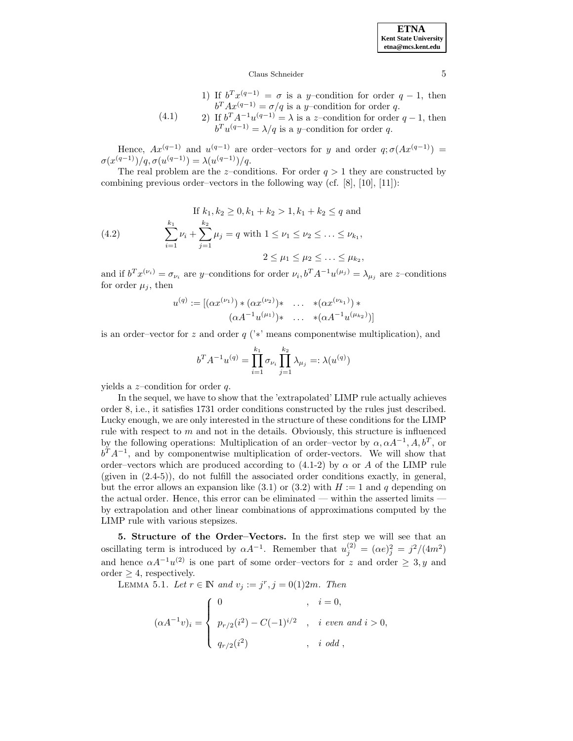$$
(4.1) \qquad
\begin{array}{l}
\text{1) If } b^T x^{(q-1)} = \sigma \text{ is a } y\text{–condition for order } q-1, \text{ then} \\
\quad b^T A x^{(q-1)} = \sigma/q \text{ is a } y\text{–condition for order } q. \\
\text{2) If } b^T A^{-1} u^{(q-1)} = \lambda \text{ is a } z\text{–condition for order } q-1, \text{ then} \\
\quad b^T u^{(q-1)} = \lambda/q \text{ is a } y\text{–condition for order } q.
\end{array}
$$

Hence, $Ax^{(q-1)}$ and $u^{(q-1)}$ are order–vectors for $y$ and order $q; \sigma(Ax^{(q-1)}) = \sigma(x^{(q-1)})/q, \sigma(u^{(q-1)}) = \lambda(u^{(q-1)})/q$.

The real problem are the $z$–conditions. For order $q > 1$ they are constructed by combining previous order–vectors in the following way (cf. [8], [10], [11]):

$$
(4.2) \qquad
\begin{array}{c}
\text{If } k_1, k_2 \geq 0, k_1 + k_2 > 1, k_1 + k_2 \leq q \text{ and} \\
\displaystyle\sum_{i=1}^{k_1} \nu_i + \sum_{j=1}^{k_2} \mu_j = q \text{ with } 1 \leq \nu_1 \leq \nu_2 \leq \ldots \leq \nu_{k_1}, \\
2 \leq \mu_1 \leq \mu_2 \leq \ldots \leq \mu_{k_2},
\end{array}
$$

and if $b^T x^{(\nu_i)} = \sigma_{\nu_i}$ are $y$–conditions for order $\nu_i, b^T A^{-1} u^{(\mu_j)} = \lambda_{\mu_j}$ are $z$–conditions for order $\mu_j$, then

$$
\begin{aligned}
u^{(q)} := [&(\alpha x^{(\nu_1)}) * (\alpha x^{(\nu_2)}) * \quad \ldots \quad * (\alpha x^{(\nu_{k_1})}) * \\
&(\alpha A^{-1} u^{(\mu_1)}) * \quad \ldots \quad * (\alpha A^{-1} u^{(\mu_{k_2})})]
\end{aligned}
$$

is an order–vector for $z$ and order $q$ ('$*$' means componentwise multiplication), and

$$
b^T A^{-1} u^{(q)} = \prod_{i=1}^{k_1} \sigma_{\nu_i} \prod_{j=1}^{k_2} \lambda_{\mu_j} =: \lambda(u^{(q)})
$$

yields a $z$–condition for order $q$.

In the sequel, we have to show that the 'extrapolated' LIMP rule actually achieves order 8, i.e., it satisfies 1731 order conditions constructed by the rules just described. Lucky enough, we are only interested in the structure of these conditions for the LIMP rule with respect to $m$ and not in the details. Obviously, this structure is influenced by the following operations: Multiplication of an order–vector by $\alpha, \alpha A^{-1}, A, b^T$, or $b^T A^{-1}$, and by componentwise multiplication of order-vectors. We will show that order–vectors which are produced according to (4.1-2) by $\alpha$ or $A$ of the LIMP rule (given in (2.4-5)), do not fulfill the associated order conditions exactly, in general, but the error allows an expansion like (3.1) or (3.2) with $H := 1$ and $q$ depending on the actual order. Hence, this error can be eliminated — within the asserted limits — by extrapolation and other linear combinations of approximations computed by the LIMP rule with various stepsizes.

**5. Structure of the Order–Vectors.** In the first step we will see that an oscillating term is introduced by $\alpha A^{-1}$. Remember that $u_j^{(2)} = (\alpha e)_j^2 = j^2/(4m^2)$ and hence $\alpha A^{-1} u^{(2)}$ is one part of some order–vectors for $z$ and order $\geq 3, y$ and order $\geq 4$, respectively.

Lemma 5.1. *Let $r \in \mathbb{N}$ and $v_j := j^r, j = 0(1)2m$. Then*

$$
(\alpha A^{-1} v)_i = \begin{cases}
0 & , \quad i = 0, \\
p_{r/2}(i^2) - C(-1)^{i/2} & , \quad i \text{ even and } i > 0, \\
q_{r/2}(i^2) & , \quad i \text{ odd },
\end{cases}
$$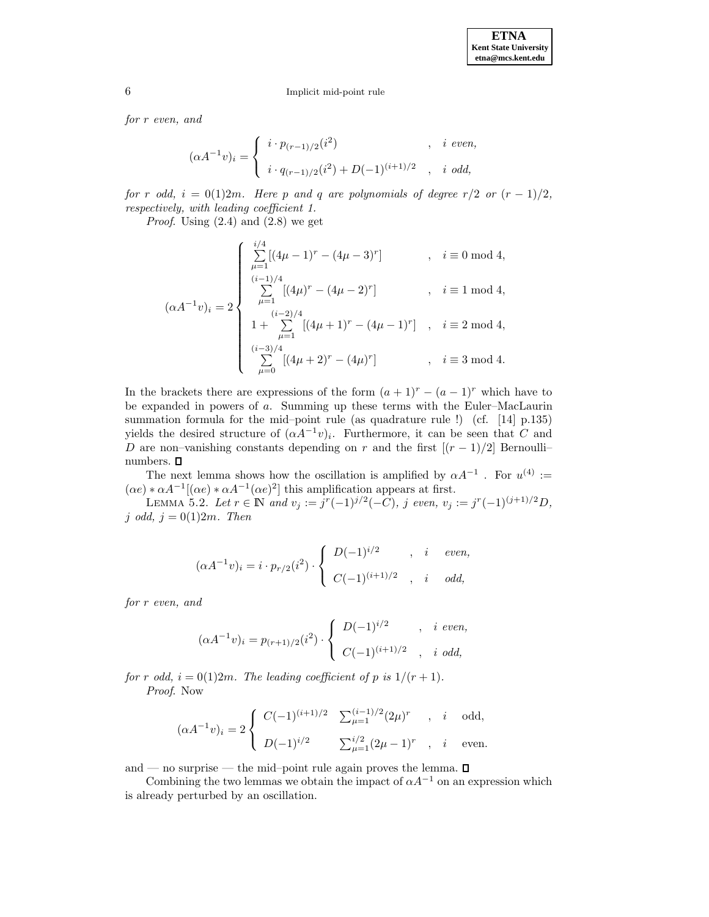*for r even, and*

$$(\alpha A^{-1}v)_i = \begin{cases} i \cdot p_{(r-1)/2}(i^2) & , \quad i \text{ even,} \\ i \cdot q_{(r-1)/2}(i^2) + D(-1)^{(i+1)/2} & , \quad i \text{ odd,} \end{cases}$$

*for $r$ odd, $i = 0(1)2m$. Here $p$ and $q$ are polynomials of degree $r/2$ or $(r-1)/2$, respectively, with leading coefficient 1.*

*Proof.* Using (2.4) and (2.8) we get

$$(\alpha A^{-1}v)_i = 2\begin{cases} \sum_{\mu=1}^{i/4}[(4\mu-1)^r - (4\mu-3)^r] & , \quad i \equiv 0 \bmod 4, \\ \sum_{\mu=1}^{(i-1)/4}[(4\mu)^r - (4\mu-2)^r] & , \quad i \equiv 1 \bmod 4, \\ 1 + \sum_{\mu=1}^{(i-2)/4}[(4\mu+1)^r - (4\mu-1)^r] & , \quad i \equiv 2 \bmod 4, \\ \sum_{\mu=0}^{(i-3)/4}[(4\mu+2)^r - (4\mu)^r] & , \quad i \equiv 3 \bmod 4. \end{cases}$$

In the brackets there are expressions of the form $(a+1)^r - (a-1)^r$ which have to be expanded in powers of $a$. Summing up these terms with the Euler–MacLaurin summation formula for the mid–point rule (as quadrature rule !) (cf. [14] p.135) yields the desired structure of $(\alpha A^{-1}v)_i$. Furthermore, it can be seen that $C$ and $D$ are non–vanishing constants depending on $r$ and the first $[(r-1)/2]$ Bernoulli–numbers. ◻

The next lemma shows how the oscillation is amplified by $\alpha A^{-1}$ . For $u^{(4)} := (\alpha e) * \alpha A^{-1}[(\alpha e) * \alpha A^{-1}(\alpha e)^2]$ this amplification appears at first.

LEMMA 5.2. *Let $r \in \mathbb{N}$ and $v_j := j^r(-1)^{j/2}(-C)$, $j$ even, $v_j := j^r(-1)^{(j+1)/2}D$, $j$ odd, $j = 0(1)2m$. Then*

$$(\alpha A^{-1}v)_i = i \cdot p_{r/2}(i^2) \cdot \begin{cases} D(-1)^{i/2} & , \quad i \quad \text{even,} \\ C(-1)^{(i+1)/2} & , \quad i \quad \text{odd,} \end{cases}$$

*for r even, and*

$$(\alpha A^{-1}v)_i = p_{(r+1)/2}(i^2) \cdot \begin{cases} D(-1)^{i/2} & , \quad i \text{ even,} \\ C(-1)^{(i+1)/2} & , \quad i \text{ odd,} \end{cases}$$

*for $r$ odd, $i = 0(1)2m$. The leading coefficient of $p$ is $1/(r+1)$.*

*Proof.* Now

$$(\alpha A^{-1}v)_i = 2\begin{cases} C(-1)^{(i+1)/2} & \sum_{\mu=1}^{(i-1)/2}(2\mu)^r & , \quad i \quad \text{odd,} \\ D(-1)^{i/2} & \sum_{\mu=1}^{i/2}(2\mu-1)^r & , \quad i \quad \text{even.} \end{cases}$$

and — no surprise — the mid–point rule again proves the lemma. ◻

Combining the two lemmas we obtain the impact of $\alpha A^{-1}$ on an expression which is already perturbed by an oscillation.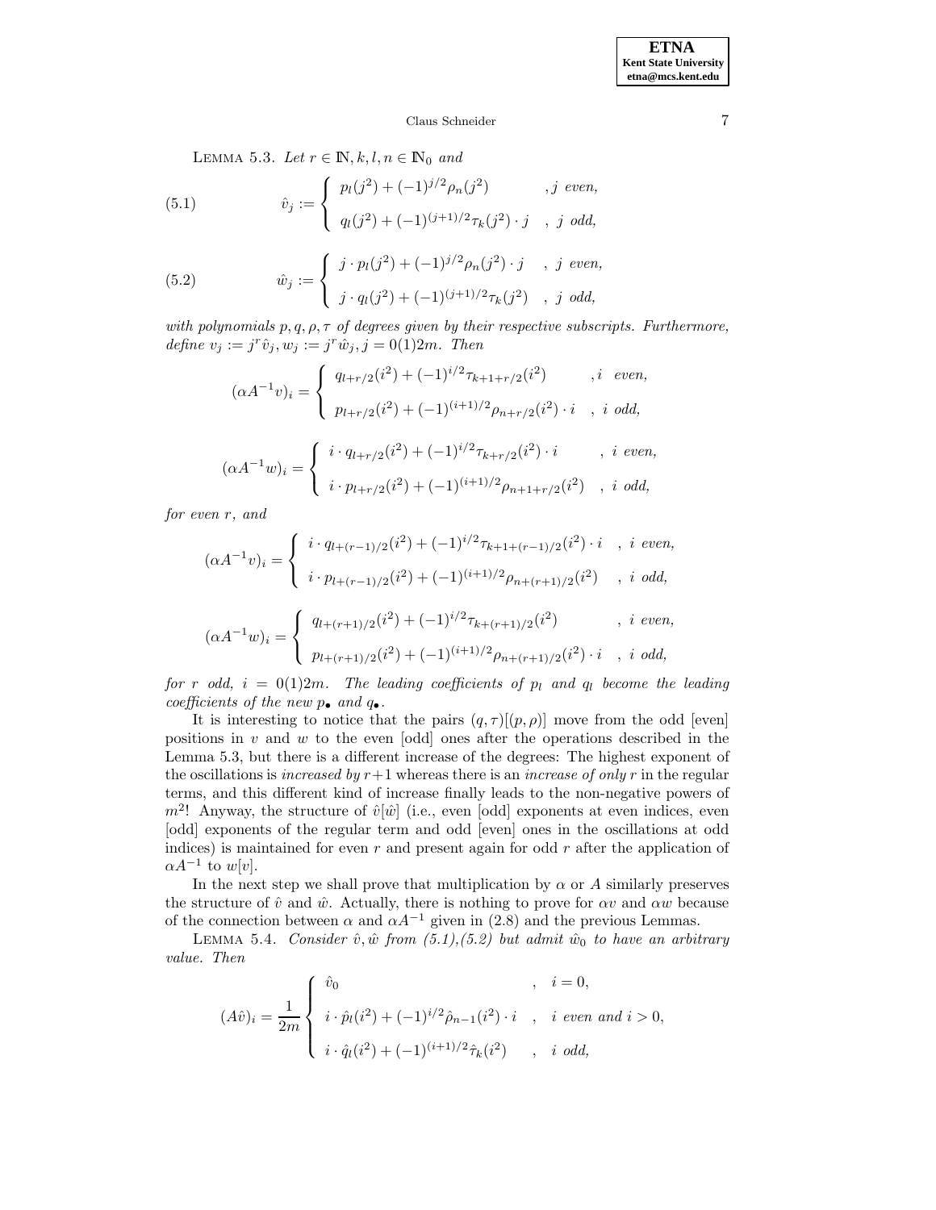LEMMA 5.3. *Let $r \in \mathbb{N}, k, l, n \in \mathbb{N}_0$ and*

$$
\hat{v}_j := \begin{cases} p_l(j^2) + (-1)^{j/2}\rho_n(j^2) & , j \text{ even}, \\ q_l(j^2) + (-1)^{(j+1)/2}\tau_k(j^2)\cdot j & , j \text{ odd}, \end{cases} \tag{5.1}
$$

$$
\hat{w}_j := \begin{cases} j\cdot p_l(j^2) + (-1)^{j/2}\rho_n(j^2)\cdot j & , j \text{ even}, \\ j\cdot q_l(j^2) + (-1)^{(j+1)/2}\tau_k(j^2) & , j \text{ odd}, \end{cases} \tag{5.2}
$$

*with polynomials $p, q, \rho, \tau$ of degrees given by their respective subscripts. Furthermore, define $v_j := j^r\hat{v}_j, w_j := j^r\hat{w}_j, j = 0(1)2m$. Then*

$$
(\alpha A^{-1}v)_i = \begin{cases} q_{l+r/2}(i^2) + (-1)^{i/2}\tau_{k+1+r/2}(i^2) & , i \text{ even}, \\ p_{l+r/2}(i^2) + (-1)^{(i+1)/2}\rho_{n+r/2}(i^2)\cdot i & , i \text{ odd}, \end{cases}
$$

$$
(\alpha A^{-1}w)_i = \begin{cases} i\cdot q_{l+r/2}(i^2) + (-1)^{i/2}\tau_{k+r/2}(i^2)\cdot i & , i \text{ even}, \\ i\cdot p_{l+r/2}(i^2) + (-1)^{(i+1)/2}\rho_{n+1+r/2}(i^2) & , i \text{ odd}, \end{cases}
$$

*for even $r$, and*

$$
(\alpha A^{-1}v)_i = \begin{cases} i\cdot q_{l+(r-1)/2}(i^2) + (-1)^{i/2}\tau_{k+1+(r-1)/2}(i^2)\cdot i & , i \text{ even}, \\ i\cdot p_{l+(r-1)/2}(i^2) + (-1)^{(i+1)/2}\rho_{n+(r+1)/2}(i^2) & , i \text{ odd}, \end{cases}
$$

$$
(\alpha A^{-1}w)_i = \begin{cases} q_{l+(r+1)/2}(i^2) + (-1)^{i/2}\tau_{k+(r+1)/2}(i^2) & , i \text{ even}, \\ p_{l+(r+1)/2}(i^2) + (-1)^{(i+1)/2}\rho_{n+(r+1)/2}(i^2)\cdot i & , i \text{ odd}, \end{cases}
$$

*for $r$ odd, $i = 0(1)2m$. The leading coefficients of $p_l$ and $q_l$ become the leading coefficients of the new $p_\bullet$ and $q_\bullet$.*

It is interesting to notice that the pairs $(q,\tau)[(p,\rho)]$ move from the odd [even] positions in $v$ and $w$ to the even [odd] ones after the operations described in the Lemma 5.3, but there is a different increase of the degrees: The highest exponent of the oscillations is *increased by* $r+1$ whereas there is an *increase of only* $r$ in the regular terms, and this different kind of increase finally leads to the non-negative powers of $m^2$! Anyway, the structure of $\hat{v}[\hat{w}]$ (i.e., even [odd] exponents at even indices, even [odd] exponents of the regular term and odd [even] ones in the oscillations at odd indices) is maintained for even $r$ and present again for odd $r$ after the application of $\alpha A^{-1}$ to $w[v]$.

In the next step we shall prove that multiplication by $\alpha$ or $A$ similarly preserves the structure of $\hat{v}$ and $\hat{w}$. Actually, there is nothing to prove for $\alpha v$ and $\alpha w$ because of the connection between $\alpha$ and $\alpha A^{-1}$ given in (2.8) and the previous Lemmas.

LEMMA 5.4. *Consider $\hat{v}, \hat{w}$ from (5.1),(5.2) but admit $\hat{w}_0$ to have an arbitrary value. Then*

$$
(A\hat{v})_i = \frac{1}{2m}\begin{cases} \hat{v}_0 & , \quad i = 0, \\ i\cdot\hat{p}_l(i^2) + (-1)^{i/2}\hat{\rho}_{n-1}(i^2)\cdot i & , \quad i \text{ even and } i > 0, \\ i\cdot\hat{q}_l(i^2) + (-1)^{(i+1)/2}\hat{\tau}_k(i^2) & , \quad i \text{ odd}, \end{cases}
$$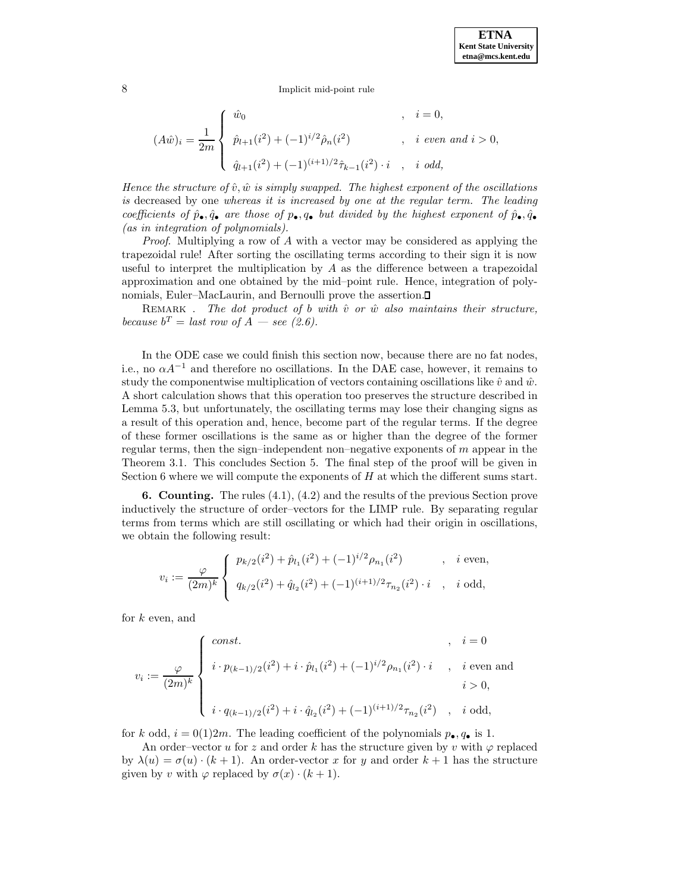$$
(A\hat{w})_i = \frac{1}{2m} \begin{cases} \hat{w}_0 & , \quad i = 0, \\ \hat{p}_{l+1}(i^2) + (-1)^{i/2} \hat{\rho}_n(i^2) & , \quad i \text{ even and } i > 0, \\ \hat{q}_{l+1}(i^2) + (-1)^{(i+1)/2} \hat{\tau}_{k-1}(i^2) \cdot i & , \quad i \text{ odd}, \end{cases}
$$

*Hence the structure of $\hat{v}, \hat{w}$ is simply swapped. The highest exponent of the oscillations is* decreased by one *whereas it is increased by one at the regular term. The leading coefficients of $\hat{p}_\bullet, \hat{q}_\bullet$ are those of $p_\bullet, q_\bullet$ but divided by the highest exponent of $\hat{p}_\bullet, \hat{q}_\bullet$ (as in integration of polynomials).*

*Proof.* Multiplying a row of $A$ with a vector may be considered as applying the trapezoidal rule! After sorting the oscillating terms according to their sign it is now useful to interpret the multiplication by $A$ as the difference between a trapezoidal approximation and one obtained by the mid–point rule. Hence, integration of polynomials, Euler–MacLaurin, and Bernoulli prove the assertion.∎

REMARK . *The dot product of $b$ with $\hat{v}$ or $\hat{w}$ also maintains their structure, because $b^T$ = last row of $A$ — see (2.6).*

In the ODE case we could finish this section now, because there are no fat nodes, i.e., no $\alpha A^{-1}$ and therefore no oscillations. In the DAE case, however, it remains to study the componentwise multiplication of vectors containing oscillations like $\hat{v}$ and $\hat{w}$. A short calculation shows that this operation too preserves the structure described in Lemma 5.3, but unfortunately, the oscillating terms may lose their changing signs as a result of this operation and, hence, become part of the regular terms. If the degree of these former oscillations is the same as or higher than the degree of the former regular terms, then the sign–independent non–negative exponents of $m$ appear in the Theorem 3.1. This concludes Section 5. The final step of the proof will be given in Section 6 where we will compute the exponents of $H$ at which the different sums start.

**6. Counting.** The rules (4.1), (4.2) and the results of the previous Section prove inductively the structure of order–vectors for the LIMP rule. By separating regular terms from terms which are still oscillating or which had their origin in oscillations, we obtain the following result:

$$
v_i := \frac{\varphi}{(2m)^k} \begin{cases} p_{k/2}(i^2) + \hat{p}_{l_1}(i^2) + (-1)^{i/2} \rho_{n_1}(i^2) & , \quad i \text{ even}, \\ q_{k/2}(i^2) + \hat{q}_{l_2}(i^2) + (-1)^{(i+1)/2} \tau_{n_2}(i^2) \cdot i & , \quad i \text{ odd}, \end{cases}
$$

for $k$ even, and

$$
v_i := \frac{\varphi}{(2m)^k} \begin{cases} const. & , \quad i = 0 \\ i \cdot p_{(k-1)/2}(i^2) + i \cdot \hat{p}_{l_1}(i^2) + (-1)^{i/2} \rho_{n_1}(i^2) \cdot i & , \quad i \text{ even and } i > 0, \\ i \cdot q_{(k-1)/2}(i^2) + i \cdot \hat{q}_{l_2}(i^2) + (-1)^{(i+1)/2} \tau_{n_2}(i^2) & , \quad i \text{ odd}, \end{cases}
$$

for $k$ odd, $i = 0(1)2m$. The leading coefficient of the polynomials $p_\bullet, q_\bullet$ is 1.

An order–vector $u$ for $z$ and order $k$ has the structure given by $v$ with $\varphi$ replaced by $\lambda(u) = \sigma(u) \cdot (k+1)$. An order-vector $x$ for $y$ and order $k+1$ has the structure given by $v$ with $\varphi$ replaced by $\sigma(x) \cdot (k+1)$.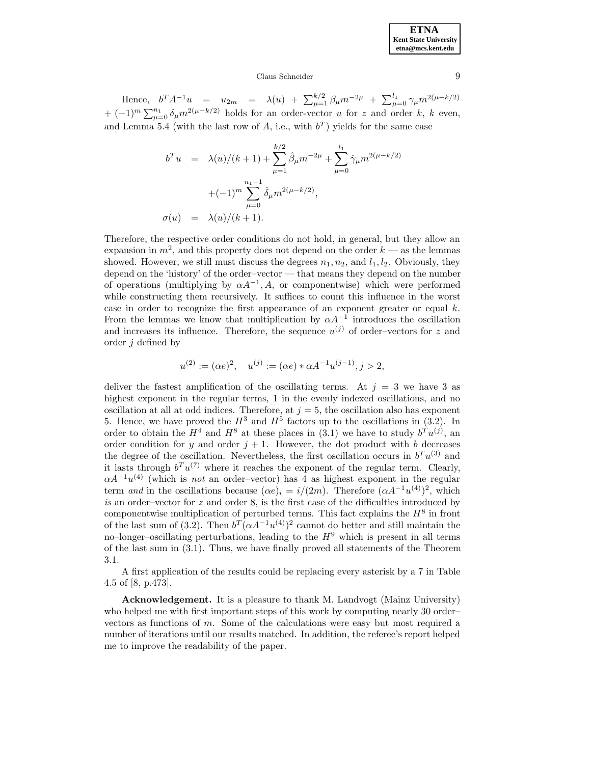Hence, $b^T A^{-1} u = u_{2m} = \lambda(u) + \sum_{\mu=1}^{k/2} \beta_\mu m^{-2\mu} + \sum_{\mu=0}^{l_1} \gamma_\mu m^{2(\mu-k/2)} + (-1)^m \sum_{\mu=0}^{n_1} \delta_\mu m^{2(\mu-k/2)}$ holds for an order-vector $u$ for $z$ and order $k$, $k$ even, and Lemma 5.4 (with the last row of $A$, i.e., with $b^T$) yields for the same case

$$
\begin{aligned}
b^T u &= \lambda(u)/(k+1) + \sum_{\mu=1}^{k/2} \hat{\beta}_\mu m^{-2\mu} + \sum_{\mu=0}^{l_1} \hat{\gamma}_\mu m^{2(\mu-k/2)} \\
&\quad + (-1)^m \sum_{\mu=0}^{n_1-1} \hat{\delta}_\mu m^{2(\mu-k/2)}, \\
\sigma(u) &= \lambda(u)/(k+1).
\end{aligned}
$$

Therefore, the respective order conditions do not hold, in general, but they allow an expansion in $m^2$, and this property does not depend on the order $k$ — as the lemmas showed. However, we still must discuss the degrees $n_1, n_2$, and $l_1, l_2$. Obviously, they depend on the 'history' of the order–vector — that means they depend on the number of operations (multiplying by $\alpha A^{-1}, A$, or componentwise) which were performed while constructing them recursively. It suffices to count this influence in the worst case in order to recognize the first appearance of an exponent greater or equal $k$. From the lemmas we know that multiplication by $\alpha A^{-1}$ introduces the oscillation and increases its influence. Therefore, the sequence $u^{(j)}$ of order–vectors for $z$ and order $j$ defined by

$$
u^{(2)} := (\alpha e)^2, \quad u^{(j)} := (\alpha e) * \alpha A^{-1} u^{(j-1)}, j > 2,
$$

deliver the fastest amplification of the oscillating terms. At $j = 3$ we have 3 as highest exponent in the regular terms, 1 in the evenly indexed oscillations, and no oscillation at all at odd indices. Therefore, at $j = 5$, the oscillation also has exponent 5. Hence, we have proved the $H^3$ and $H^5$ factors up to the oscillations in (3.2). In order to obtain the $H^4$ and $H^8$ at these places in (3.1) we have to study $b^T u^{(j)}$, an order condition for $y$ and order $j+1$. However, the dot product with $b$ decreases the degree of the oscillation. Nevertheless, the first oscillation occurs in $b^T u^{(3)}$ and it lasts through $b^T u^{(7)}$ where it reaches the exponent of the regular term. Clearly, $\alpha A^{-1} u^{(4)}$ (which is *not* an order–vector) has 4 as highest exponent in the regular term *and* in the oscillations because $(\alpha e)_i = i/(2m)$. Therefore $(\alpha A^{-1} u^{(4)})^2$, which *is* an order–vector for $z$ and order 8, is the first case of the difficulties introduced by componentwise multiplication of perturbed terms. This fact explains the $H^8$ in front of the last sum of (3.2). Then $b^T (\alpha A^{-1} u^{(4)})^2$ cannot do better and still maintain the no–longer–oscillating perturbations, leading to the $H^9$ which is present in all terms of the last sum in (3.1). Thus, we have finally proved all statements of the Theorem 3.1.

A first application of the results could be replacing every asterisk by a 7 in Table 4.5 of [8, p.473].

**Acknowledgement.** It is a pleasure to thank M. Landvogt (Mainz University) who helped me with first important steps of this work by computing nearly 30 order–vectors as functions of $m$. Some of the calculations were easy but most required a number of iterations until our results matched. In addition, the referee's report helped me to improve the readability of the paper.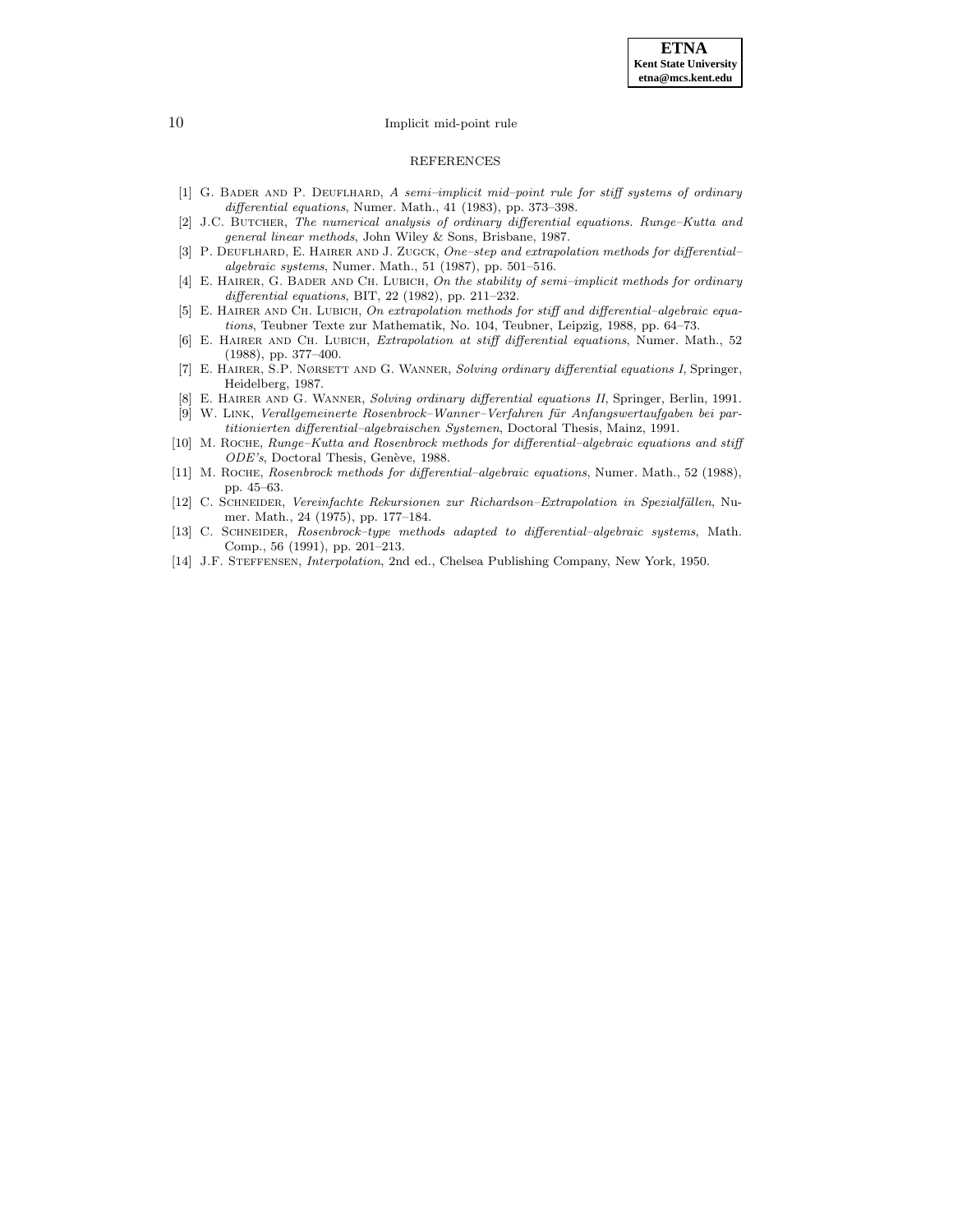## REFERENCES

[1] G. Bader and P. Deuflhard, *A semi–implicit mid–point rule for stiff systems of ordinary differential equations*, Numer. Math., 41 (1983), pp. 373–398.

[2] J.C. Butcher, *The numerical analysis of ordinary differential equations. Runge–Kutta and general linear methods*, John Wiley & Sons, Brisbane, 1987.

[3] P. Deuflhard, E. Hairer and J. Zugck, *One–step and extrapolation methods for differential–algebraic systems*, Numer. Math., 51 (1987), pp. 501–516.

[4] E. Hairer, G. Bader and Ch. Lubich, *On the stability of semi–implicit methods for ordinary differential equations*, BIT, 22 (1982), pp. 211–232.

[5] E. Hairer and Ch. Lubich, *On extrapolation methods for stiff and differential–algebraic equations*, Teubner Texte zur Mathematik, No. 104, Teubner, Leipzig, 1988, pp. 64–73.

[6] E. Hairer and Ch. Lubich, *Extrapolation at stiff differential equations*, Numer. Math., 52 (1988), pp. 377–400.

[7] E. Hairer, S.P. Nørsett and G. Wanner, *Solving ordinary differential equations I*, Springer, Heidelberg, 1987.

[8] E. Hairer and G. Wanner, *Solving ordinary differential equations II*, Springer, Berlin, 1991.

[9] W. Link, *Verallgemeinerte Rosenbrock–Wanner–Verfahren für Anfangswertaufgaben bei partitionierten differential–algebraischen Systemen*, Doctoral Thesis, Mainz, 1991.

[10] M. Roche, *Runge–Kutta and Rosenbrock methods for differential–algebraic equations and stiff ODE's*, Doctoral Thesis, Genève, 1988.

[11] M. Roche, *Rosenbrock methods for differential–algebraic equations*, Numer. Math., 52 (1988), pp. 45–63.

[12] C. Schneider, *Vereinfachte Rekursionen zur Richardson–Extrapolation in Spezialfällen*, Numer. Math., 24 (1975), pp. 177–184.

[13] C. Schneider, *Rosenbrock–type methods adapted to differential–algebraic systems*, Math. Comp., 56 (1991), pp. 201–213.

[14] J.F. Steffensen, *Interpolation*, 2nd ed., Chelsea Publishing Company, New York, 1950.